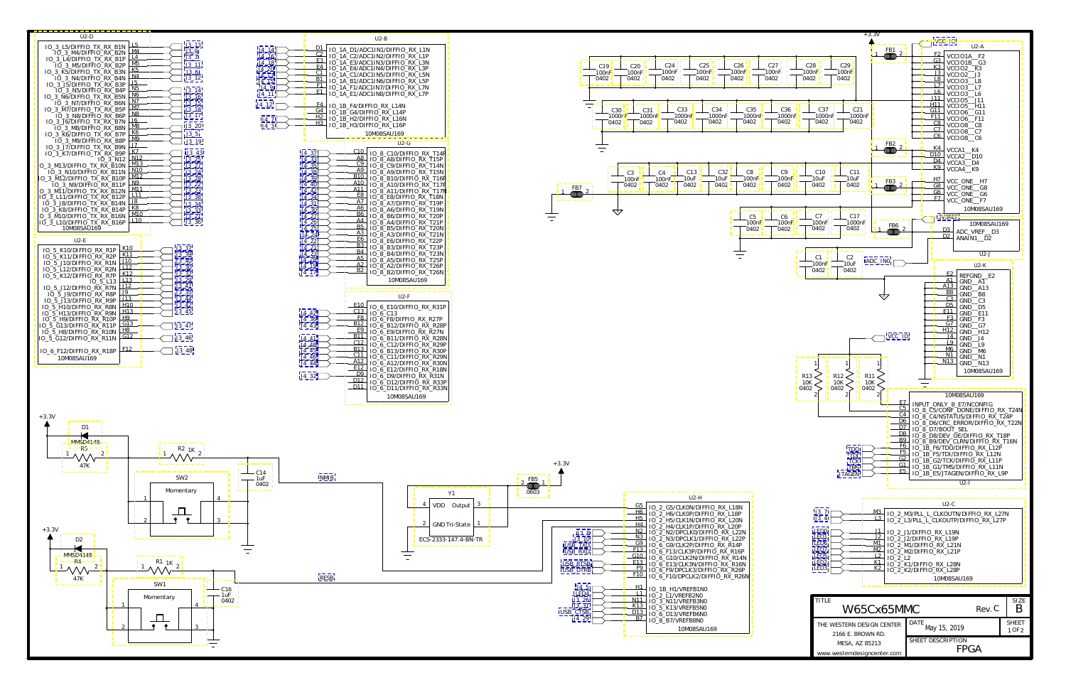| TITLE | W65Cx65MMC | Rev. C | SIZE B |
|---|---|---|---|
| THE WESTERN DESIGN CENTER 2166 E. BROWN RD. MESA, AZ 85213 www.westerndesigncenter.com | DATE May 15, 2019 | | SHEET 1 OF 2 |
| | SHEET DESCRIPTION FPGA | | |

U2-D: IO_3_L5/DIFFIO_TX_RX_B1N (L5), IO_3_M4/DIFFIO_RX_B2N (M4), IO_3_L4/DIFFIO_TX_RX_B1P (L4), IO_3_M5/DIFFIO_RX_B2P (M5), IO_3_K5/DIFFIO_TX_RX_B3N (K5), IO_3_N4/DIFFIO_RX_B4N (N4), IO_3_J5/DIFFIO_TX_RX_B3P (J5), IO_3_N5/DIFFIO_RX_B4P (N5), IO_3_N6/DIFFIO_TX_RX_B5N (N6), IO_3_N7/DIFFIO_RX_B6N (N7), IO_3_M7/DIFFIO_TX_RX_B5P (M7), IO_3_N8/DIFFIO_RX_B6P (N8), IO_3_J6/DIFFIO_TX_RX_B7N (J6), IO_3_M8/DIFFIO_RX_B8N (M8), IO_3_K6/DIFFIO_TX_RX_B7P (K6), IO_3_M9/DIFFIO_RX_B8P (M9), IO_3_J7/DIFFIO_TX_RX_B9N (J7), IO_3_K7/DIFFIO_TX_RX_B9P (K7), IO_3_N12 (N12), IO_3_M13/DIFFIO_TX_RX_B10N (M13), IO_3_N10/DIFFIO_RX_B11N (N10), IO_3_M12/DIFFIO_TX_RX_B10P (M12), IO_3_N9/DIFFIO_RX_B11P (N9), IO_3_M11/DIFFIO_TX_RX_B12N (M11), IO_3_L11/DIFFIO_TX_RX_B12P (L11), IO_3_J8/DIFFIO_TX_RX_B14N (J8), IO_3_K8/DIFFIO_TX_RX_B14P (K8), IO_3_M10/DIFFIO_TX_RX_B16N (M10), IO_3_L10/DIFFIO_TX_RX_B16P (L10) — 10M08SAU169

U2-E: IO_5_K10/DIFFIO_RX_R1P (K10), IO_5_K11/DIFFIO_RX_R2P (K11), IO_5_J10/DIFFIO_RX_R1N (J10), IO_5_L12/DIFFIO_RX_R2N (L12), IO_5_K12/DIFFIO_RX_R7P (K12), IO_5_L13 (L13), IO_5_J12/DIFFIO_RX_R7N (J12), IO_5_J9/DIFFIO_RX_R8P (J9), IO_5_J13/DIFFIO_RX_R9P (J13), IO_5_H10/DIFFIO_RX_R8N (H10), IO_5_H13/DIFFIO_RX_R9N (H13), IO_5_H9/DIFFIO_RX_R10P (H9), IO_5_G13/DIFFIO_RX_R11P (G13), IO_5_H8/DIFFIO_RX_R10N (H8), IO_5_G12/DIFFIO_RX_R11N (G12), IO_6_F12/DIFFIO_RX_R18P (F12) — 10M08SAU169

U2-B: IO_1A_D1/ADC1IN1/DIFFIO_RX_L1N (D1), IO_1A_C2/ADC1IN2/DIFFIO_RX_L1P (C2), IO_1A_E3/ADC1IN3/DIFFIO_RX_L3N (E3), IO_1A_E4/ADC1IN4/DIFFIO_RX_L3P (E4), IO_1A_C1/ADC1IN5/DIFFIO_RX_L5N (C1), IO_1A_B1/ADC1IN6/DIFFIO_RX_L5P (B1), IO_1A_F1/ADC1IN7/DIFFIO_RX_L7N (F1), IO_1A_E1/ADC1IN8/DIFFIO_RX_L7P (E1), IO_1B_F4/DIFFIO_RX_L14N (F4), IO_1B_G4/DIFFIO_RX_L14P (G4), IO_1B_H2/DIFFIO_RX_L16N (H2), IO_1B_H3/DIFFIO_RX_L16P (H3) — 10M08SAU169

U2-G: IO_8_C10/DIFFIO_RX_T14P (C10), IO_8_A8/DIFFIO_RX_T15P (A8), IO_8_C9/DIFFIO_RX_T14N (C9), IO_8_A9/DIFFIO_RX_T15N (A9), IO_8_B10/DIFFIO_RX_T16P (B10), IO_8_A10/DIFFIO_RX_T17P (A10), IO_8_A11/DIFFIO_RX_T17N (A11), IO_8_E8/DIFFIO_RX_T18N (E8), IO_8_A7/DIFFIO_RX_T19P (A7), IO_8_A6/DIFFIO_RX_T19N (A6), IO_8_B6/DIFFIO_RX_T20P (B6), IO_8_A4/DIFFIO_RX_T21P (A4), IO_8_B5/DIFFIO_RX_T20N (B5), IO_8_A3/DIFFIO_RX_T21N (A3), IO_8_E6/DIFFIO_RX_T22P (E6), IO_8_B3/DIFFIO_RX_T23P (B3), IO_8_B4/DIFFIO_RX_T23N (B4), IO_8_A5/DIFFIO_RX_T25P (A5), IO_8_A2/DIFFIO_RX_T26P (A2), IO_8_B2/DIFFIO_RX_T26N (B2) — 10M08SAU169

U2-F: IO_6_E10/DIFFIO_RX_R31P (E10), IO_6_C13 (C13), IO_6_F8/DIFFIO_RX_R27P (F8), IO_6_B12/DIFFIO_RX_R28P (B12), IO_6_E9/DIFFIO_RX_R27N (E9), IO_6_B11/DIFFIO_RX_R28N (B11), IO_6_C12/DIFFIO_RX_R29P (C12), IO_6_B13/DIFFIO_RX_R30P (B13), IO_6_C11/DIFFIO_RX_R29N (C11), IO_6_A12/DIFFIO_RX_R30N (A12), IO_6_E12/DIFFIO_RX_R18N (E12), IO_6_D9/DIFFIO_RX_R31N (D9), IO_6_D12/DIFFIO_RX_R33P (D12), IO_6_D11/DIFFIO_RX_R33N (D11) — 10M08SAU169

U2-A: VCCIO1A (F2), VCCIO1B (G3), VCCIO2 (K3, J3, L8), VCCIO3 (L7, L6), VCCIO5 (J11, H11), VCCIO6 (G11, F11), VCCIO8 (C8, C7, C6), VCCA1 (K4), VCCA2 (D10), VCCA3 (D4), VCCA4 (K9), VCC_ONE (H7, G8, G6, F7) — 10M08SAU169

U2-J: ADC_VREF (D3), ANAIN1 (D2) — 10M08SAU169

U2-K: REFGND (E2), GND (A1, A13, B8, C3, D5, E11, F3, G7, H12, J4, L9, M6, N1, N13) — 10M08SAU169

U2-I: INPUT_ONLY_8_E7/NCONFIG (E7), IO_8_C5/CONF_DONE/DIFFIO_RX_T24N (C5), IO_8_C4/NSTATUS/DIFFIO_RX_T24P (C4), IO_8_D6/CRC_ERROR/DIFFIO_RX_T22N (D6), IO_8_D7/BOOT_SEL (D7), IO_8_D8/DEV_OE/DIFFIO_RX_T18P (D8), IO_8_B9/DEV_CLRN/DIFFIO_RX_T16N (B9), IO_1B_F6/TDO/DIFFIO_RX_L12P (F6), IO_1B_F5/TDI/DIFFIO_RX_L12N (F5), IO_1B_G2/TCK/DIFFIO_RX_L11P (G2), IO_1B_G1/TMS/DIFFIO_RX_L11N (G1), IO_1B_E5/JTAGEN/DIFFIO_RX_L9P (E5) — 10M08SAU169

U2-C: IO_2_M3/PLL_L_CLKOUTN/DIFFIO_RX_L27N (M3), IO_2_L3/PLL_L_CLKOUTP/DIFFIO_RX_L27P (L3), IO_2_J1/DIFFIO_RX_L19N (J1), IO_2_J2/DIFFIO_RX_L19P (J2), IO_2_M1/DIFFIO_RX_L21N (M1), IO_2_M2/DIFFIO_RX_L21P (M2), IO_2_L2 (L2), IO_2_K1/DIFFIO_RX_L28N (K1), IO_2_K2/DIFFIO_RX_L28P (K2) — 10M08SAU169

U2-H: IO_2_G5/CLK0N/DIFFIO_RX_L18N (G5), IO_2_H6/CLK0P/DIFFIO_RX_L18P (H6), IO_2_H5/CLK1N/DIFFIO_RX_L20N (H5), IO_2_H4/CLK1P/DIFFIO_RX_L20P (H4), IO_2_N2/DPCLK0/DIFFIO_RX_L22N (N2), IO_2_N3/DPCLK1/DIFFIO_RX_L22P (N3), IO_6_G9/CLK2P/DIFFIO_RX_R14P (G9), IO_6_F13/CLK3P/DIFFIO_RX_R16P (F13), IO_6_G10/CLK2N/DIFFIO_RX_R14N (G10), IO_6_E13/CLK3N/DIFFIO_RX_R16N (E13), IO_6_F9/DPCLK3/DIFFIO_RX_R26P (F9), IO_6_F10/DPCLK2/DIFFIO_RX_R26N (F10), IO_1B_H1/VREFB1N0 (H1), IO_2_L1/VREFB2N0 (L1), IO_3_N11/VREFB3N0 (N11), IO_5_K13/VREFB5N0 (K13), IO_6_D13/VREFB6N0 (D13), IO_8_B7/VREFB8N0 (B7) — 10M08SAU169

Y1: ECS-2333-147.4-BN-TR (VDD 4, Output 3, GND 2, Tri-State 1)

Components: FB1–FB7, FB5 0603; C19, C20, C24, C25, C26, C27, C28, C29, C3, C4, C8, C9, C5, C6, C7, C1 100nF 0402; C30, C31, C33, C34, C35, C36, C37, C21, C32, C17 1000nF 0402; C13, C10, C11, C2 10uF 0402; C14, C16 1uF 0402; R11, R12, R13 10K 0402; R1, R2 1K; R4, R5 47K; D1, D2 MMSD4148; SW1, SW2 Momentary.

Net labels: +3.3V, VCC_IO, ADC_IN0, VREF, NMIB, RESB, TDO, TDI, TCK, TMS, JTAGEN, USB_TXE, USB_RXF, USB_RTSB, USB_DTRB, USB_CTSB, LED0–LED7.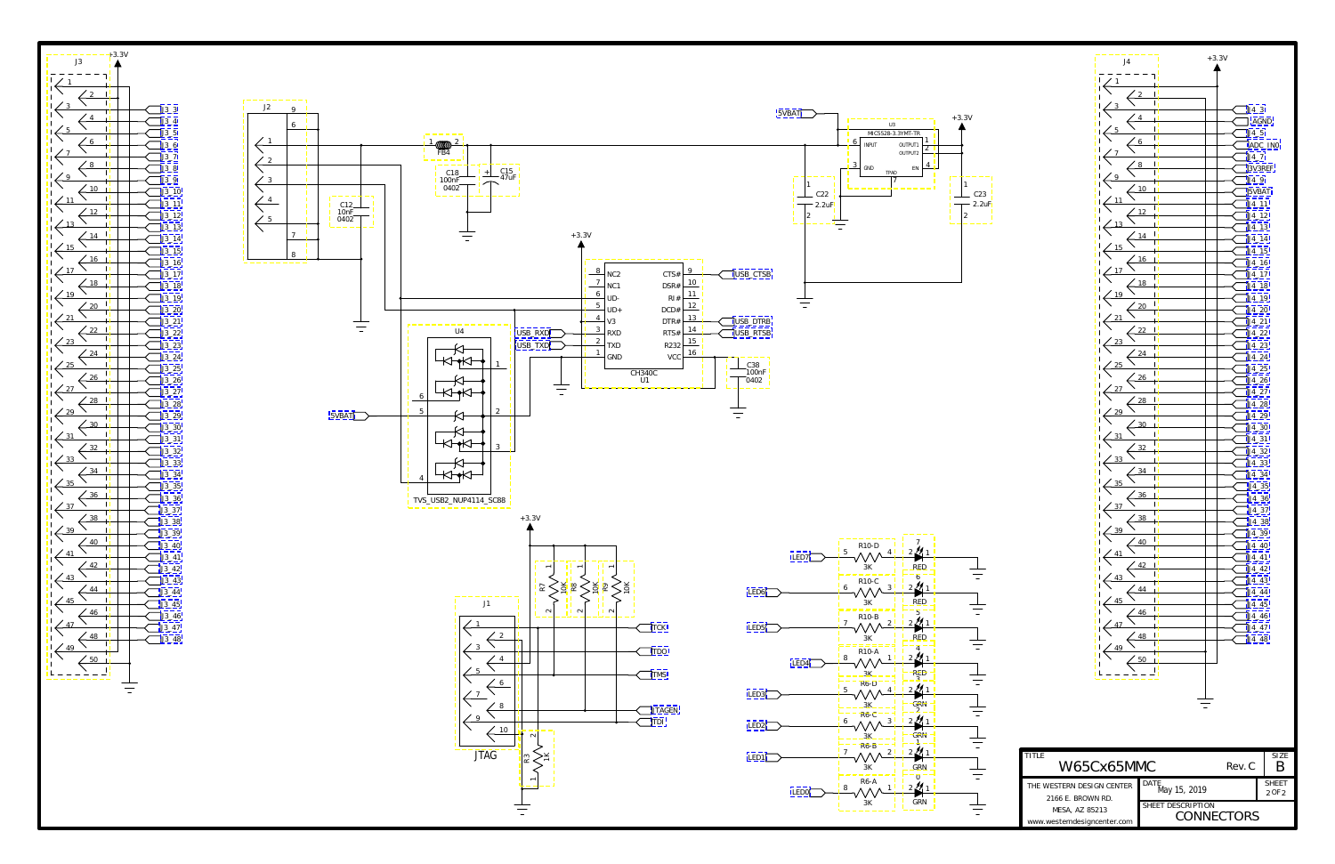J3

+3.3V

1 2 3 4 5 6 7 8 9 10 11 12 13 14 15 16 17 18 19 20 21 22 23 24 25 26 27 28 29 30 31 32 33 34 35 36 37 38 39 40 41 42 43 44 45 46 47 48 49 50

J3_3 J3_4 J3_5 J3_6 J3_7 J3_8 J3_9 J3_10 J3_11 J3_12 J3_13 J3_14 J3_15 J3_16 J3_17 J3_18 J3_19 J3_20 J3_21 J3_22 J3_23 J3_24 J3_25 J3_26 J3_27 J3_28 J3_29 J3_30 J3_31 J3_32 J3_33 J3_34 J3_35 J3_36 J3_37 J3_38 J3_39 J3_40 J3_41 J3_42 J3_43 J3_44 J3_45 J3_46 J3_47 J3_48

J2

9 6 1 2 3 4 5 7 8

C12
10nF
0402

FB4

C18
100nF
0402

C15
47uF

5VBAT

U3
MIC5528-3.3YMT-TR
INPUT OUTPUT1 OUTPUT2 GND EN TPAD

C22
2.2uF

C23
2.2uF

+3.3V

+3.3V

NC2 NC1 UD- UD+ V3 RXD TXD GND
CTS# DSR# RI# DCD# DTR# RTS# R232 VCC

CH340C
U1

USB_CTSB
USB_DTRB
USB_RTSB
USB_RXD
USB_TXD

C38
100nF
0402

U4
TVS_USB2_NUP4114_SC88

5VBAT

+3.3V

R7 10K
R8 10K
R9 10K

J1
JTAG

TCK
TDO
TMS
JTAGEN
TDI

R3
1K

LED7 R10-D 3K RED
LED6 R10-C 3K RED
LED5 R10-B 3K RED
LED4 R10-A 3K RED
LED3 R6-D 3K GRN
LED2 R6-C 3K GRN
LED1 R6-B 3K GRN
LED0 R6-A 3K GRN

J4

+3.3V

1 2 3 4 5 6 7 8 9 10 11 12 13 14 15 16 17 18 19 20 21 22 23 24 25 26 27 28 29 30 31 32 33 34 35 36 37 38 39 40 41 42 43 44 45 46 47 48 49 50

J4_3 AGND J4_5 ADC_IN0 J4_7 3V3REF J4_9 5VBAT J4_11 J4_12 J4_13 J4_14 J4_15 J4_16 J4_17 J4_18 J4_19 J4_20 J4_21 J4_22 J4_23 J4_24 J4_25 J4_26 J4_27 J4_28 J4_29 J4_30 J4_31 J4_32 J4_33 J4_34 J4_35 J4_36 J4_37 J4_38 J4_39 J4_40 J4_41 J4_42 J4_43 J4_44 J4_45 J4_46 J4_47 J4_48

| | | |
|---|---|---|
| TITLE: W65Cx65MMC | Rev. C | SIZE: B |
| THE WESTERN DESIGN CENTER<br>2166 E. BROWN RD.<br>MESA, AZ 85213<br>www.westerndesigncenter.com | DATE: May 15, 2019 | SHEET: 2 OF 2 |
| | SHEET DESCRIPTION: CONNECTORS | |